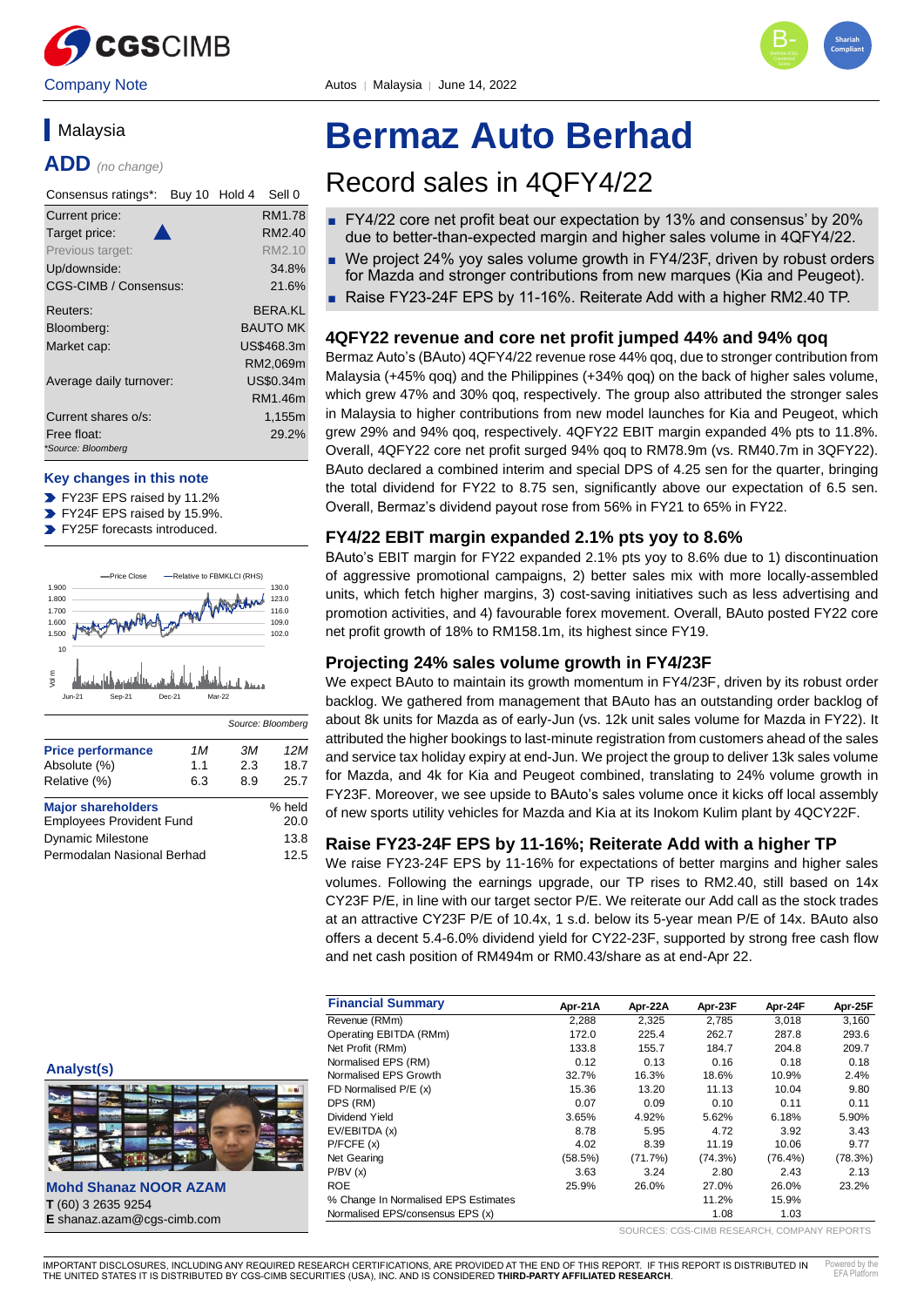Company Note

Autos | Malaysia | June 14, 2022

## Malaysia

**ADD** *(no change)*

| Consensus ratings*: | Buy 10 Hold 4 | Sell 0 |
|---|---|---|
| Current price: | | RM1.78 |
| Target price: | ▲ | RM2.40 |
| Previous target: | | RM2.10 |
| Up/downside: | | 34.8% |
| CGS-CIMB / Consensus: | | 21.6% |
| Reuters: | | BERA.KL |
| Bloomberg: | | BAUTO MK |
| Market cap: | | US$468.3m |
| | | RM2,069m |
| Average daily turnover: | | US$0.34m |
| | | RM1.46m |
| Current shares o/s: | | 1,155m |
| Free float: | | 29.2% |

*Source: Bloomberg

**Key changes in this note**

- FY23F EPS raised by 11.2%
- FY24F EPS raised by 15.9%.
- FY25F forecasts introduced.

Source: Bloomberg

| Price performance | 1M | 3M | 12M |
|---|---|---|---|
| Absolute (%) | 1.1 | 2.3 | 18.7 |
| Relative (%) | 6.3 | 8.9 | 25.7 |

| Major shareholders | % held |
|---|---|
| Employees Provident Fund | 20.0 |
| Dynamic Milestone | 13.8 |
| Permodalan Nasional Berhad | 12.5 |

**Analyst(s)**

**Mohd Shanaz NOOR AZAM**
T (60) 3 2635 9254
E shanaz.azam@cgs-cimb.com

# Bermaz Auto Berhad

## Record sales in 4QFY4/22

- FY4/22 core net profit beat our expectation by 13% and consensus' by 20% due to better-than-expected margin and higher sales volume in 4QFY4/22.
- We project 24% yoy sales volume growth in FY4/23F, driven by robust orders for Mazda and stronger contributions from new marques (Kia and Peugeot).
- Raise FY23-24F EPS by 11-16%. Reiterate Add with a higher RM2.40 TP.

### 4QFY22 revenue and core net profit jumped 44% and 94% qoq

Bermaz Auto's (BAuto) 4QFY4/22 revenue rose 44% qoq, due to stronger contribution from Malaysia (+45% qoq) and the Philippines (+34% qoq) on the back of higher sales volume, which grew 47% and 30% qoq, respectively. The group also attributed the stronger sales in Malaysia to higher contributions from new model launches for Kia and Peugeot, which grew 29% and 94% qoq, respectively. 4QFY22 EBIT margin expanded 4% pts to 11.8%. Overall, 4QFY22 core net profit surged 94% qoq to RM78.9m (vs. RM40.7m in 3QFY22). BAuto declared a combined interim and special DPS of 4.25 sen for the quarter, bringing the total dividend for FY22 to 8.75 sen, significantly above our expectation of 6.5 sen. Overall, Bermaz's dividend payout rose from 56% in FY21 to 65% in FY22.

### FY4/22 EBIT margin expanded 2.1% pts yoy to 8.6%

BAuto's EBIT margin for FY22 expanded 2.1% pts yoy to 8.6% due to 1) discontinuation of aggressive promotional campaigns, 2) better sales mix with more locally-assembled units, which fetch higher margins, 3) cost-saving initiatives such as less advertising and promotion activities, and 4) favourable forex movement. Overall, BAuto posted FY22 core net profit growth of 18% to RM158.1m, its highest since FY19.

### Projecting 24% sales volume growth in FY4/23F

We expect BAuto to maintain its growth momentum in FY4/23F, driven by its robust order backlog. We gathered from management that BAuto has an outstanding order backlog of about 8k units for Mazda as of early-Jun (vs. 12k unit sales volume for Mazda in FY22). It attributed the higher bookings to last-minute registration from customers ahead of the sales and service tax holiday expiry at end-Jun. We project the group to deliver 13k sales volume for Mazda, and 4k for Kia and Peugeot combined, translating to 24% volume growth in FY23F. Moreover, we see upside to BAuto's sales volume once it kicks off local assembly of new sports utility vehicles for Mazda and Kia at its Inokom Kulim plant by 4QCY22F.

### Raise FY23-24F EPS by 11-16%; Reiterate Add with a higher TP

We raise FY23-24F EPS by 11-16% for expectations of better margins and higher sales volumes. Following the earnings upgrade, our TP rises to RM2.40, still based on 14x CY23F P/E, in line with our target sector P/E. We reiterate our Add call as the stock trades at an attractive CY23F P/E of 10.4x, 1 s.d. below its 5-year mean P/E of 14x. BAuto also offers a decent 5.4-6.0% dividend yield for CY22-23F, supported by strong free cash flow and net cash position of RM494m or RM0.43/share as at end-Apr 22.

| Financial Summary | Apr-21A | Apr-22A | Apr-23F | Apr-24F | Apr-25F |
|---|---|---|---|---|---|
| Revenue (RMm) | 2,288 | 2,325 | 2,785 | 3,018 | 3,160 |
| Operating EBITDA (RMm) | 172.0 | 225.4 | 262.7 | 287.8 | 293.6 |
| Net Profit (RMm) | 133.8 | 155.7 | 184.7 | 204.8 | 209.7 |
| Normalised EPS (RM) | 0.12 | 0.13 | 0.16 | 0.18 | 0.18 |
| Normalised EPS Growth | 32.7% | 16.3% | 18.6% | 10.9% | 2.4% |
| FD Normalised P/E (x) | 15.36 | 13.20 | 11.13 | 10.04 | 9.80 |
| DPS (RM) | 0.07 | 0.09 | 0.10 | 0.11 | 0.11 |
| Dividend Yield | 3.65% | 4.92% | 5.62% | 6.18% | 5.90% |
| EV/EBITDA (x) | 8.78 | 5.95 | 4.72 | 3.92 | 3.43 |
| P/FCFE (x) | 4.02 | 8.39 | 11.19 | 10.06 | 9.77 |
| Net Gearing | (58.5%) | (71.7%) | (74.3%) | (76.4%) | (78.3%) |
| P/BV (x) | 3.63 | 3.24 | 2.80 | 2.43 | 2.13 |
| ROE | 25.9% | 26.0% | 27.0% | 26.0% | 23.2% |
| % Change In Normalised EPS Estimates | | | 11.2% | 15.9% | |
| Normalised EPS/consensus EPS (x) | | | 1.08 | 1.03 | |

SOURCES: CGS-CIMB RESEARCH, COMPANY REPORTS

IMPORTANT DISCLOSURES, INCLUDING ANY REQUIRED RESEARCH CERTIFICATIONS, ARE PROVIDED AT THE END OF THIS REPORT. IF THIS REPORT IS DISTRIBUTED IN THE UNITED STATES IT IS DISTRIBUTED BY CGS-CIMB SECURITIES (USA), INC. AND IS CONSIDERED **THIRD-PARTY AFFILIATED RESEARCH**.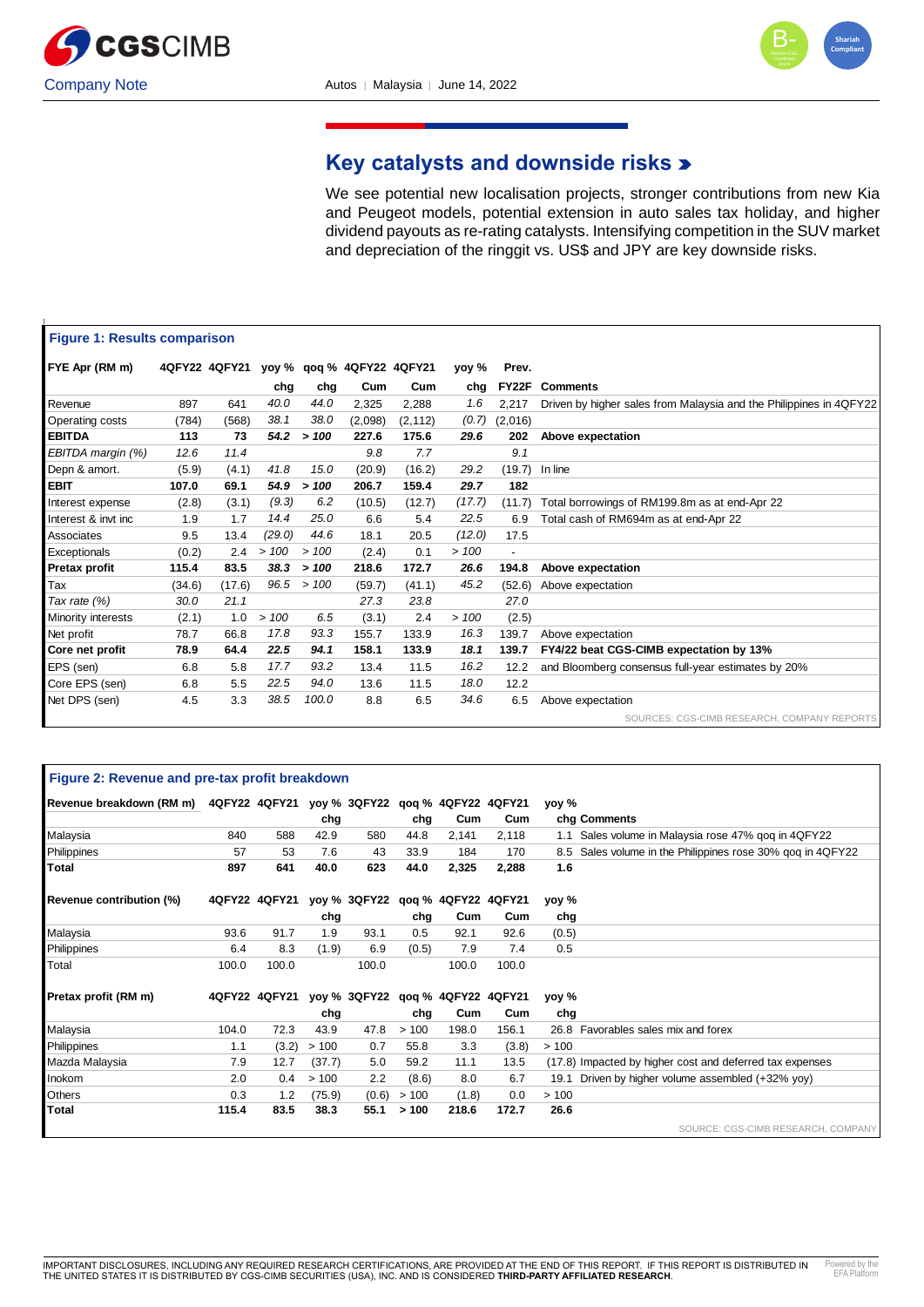## Key catalysts and downside risks

We see potential new localisation projects, stronger contributions from new Kia and Peugeot models, potential extension in auto sales tax holiday, and higher dividend payouts as re-rating catalysts. Intensifying competition in the SUV market and depreciation of the ringgit vs. US$ and JPY are key downside risks.

**Figure 1: Results comparison**

| FYE Apr (RM m) | 4QFY22 | 4QFY21 | yoy % chg | qoq % chg | 4QFY22 Cum | 4QFY21 Cum | yoy % chg | Prev. FY22F | Comments |
|---|---|---|---|---|---|---|---|---|---|
| Revenue | 897 | 641 | *40.0* | *44.0* | 2,325 | 2,288 | *1.6* | 2,217 | Driven by higher sales from Malaysia and the Philippines in 4QFY22 |
| Operating costs | (784) | (568) | *38.1* | *38.0* | (2,098) | (2,112) | *(0.7)* | (2,016) | |
| **EBITDA** | **113** | **73** | ***54.2*** | ***> 100*** | **227.6** | **175.6** | ***29.6*** | **202** | **Above expectation** |
| *EBITDA margin (%)* | *12.6* | *11.4* | | | *9.8* | *7.7* | | *9.1* | |
| Depn & amort. | (5.9) | (4.1) | *41.8* | *15.0* | (20.9) | (16.2) | *29.2* | (19.7) | In line |
| **EBIT** | **107.0** | **69.1** | ***54.9*** | ***> 100*** | **206.7** | **159.4** | ***29.7*** | **182** | |
| Interest expense | (2.8) | (3.1) | *(9.3)* | *6.2* | (10.5) | (12.7) | *(17.7)* | (11.7) | Total borrowings of RM199.8m as at end-Apr 22 |
| Interest & invt inc | 1.9 | 1.7 | *14.4* | *25.0* | 6.6 | 5.4 | *22.5* | 6.9 | Total cash of RM694m as at end-Apr 22 |
| Associates | 9.5 | 13.4 | *(29.0)* | *44.6* | 18.1 | 20.5 | *(12.0)* | 17.5 | |
| Exceptionals | (0.2) | 2.4 | *> 100* | *> 100* | (2.4) | 0.1 | *> 100* | - | |
| **Pretax profit** | **115.4** | **83.5** | ***38.3*** | ***> 100*** | **218.6** | **172.7** | ***26.6*** | **194.8** | **Above expectation** |
| Tax | (34.6) | (17.6) | *96.5* | *> 100* | (59.7) | (41.1) | *45.2* | (52.6) | Above expectation |
| *Tax rate (%)* | *30.0* | *21.1* | | | *27.3* | *23.8* | | *27.0* | |
| Minority interests | (2.1) | 1.0 | *> 100* | *6.5* | (3.1) | 2.4 | *> 100* | (2.5) | |
| Net profit | 78.7 | 66.8 | *17.8* | *93.3* | 155.7 | 133.9 | *16.3* | 139.7 | Above expectation |
| **Core net profit** | **78.9** | **64.4** | ***22.5*** | ***94.1*** | **158.1** | **133.9** | ***18.1*** | **139.7** | **FY4/22 beat CGS-CIMB expectation by 13%** |
| EPS (sen) | 6.8 | 5.8 | *17.7* | *93.2* | 13.4 | 11.5 | *16.2* | 12.2 | and Bloomberg consensus full-year estimates by 20% |
| Core EPS (sen) | 6.8 | 5.5 | *22.5* | *94.0* | 13.6 | 11.5 | *18.0* | 12.2 | |
| Net DPS (sen) | 4.5 | 3.3 | *38.5* | *100.0* | 8.8 | 6.5 | *34.6* | 6.5 | Above expectation |

SOURCES: CGS-CIMB RESEARCH, COMPANY REPORTS

**Figure 2: Revenue and pre-tax profit breakdown**

| Revenue breakdown (RM m) | 4QFY22 | 4QFY21 | yoy % chg | 3QFY22 | qoq % chg | 4QFY22 Cum | 4QFY21 Cum | yoy % chg | Comments |
|---|---|---|---|---|---|---|---|---|---|
| Malaysia | 840 | 588 | 42.9 | 580 | 44.8 | 2,141 | 2,118 | 1.1 | Sales volume in Malaysia rose 47% qoq in 4QFY22 |
| Philippines | 57 | 53 | 7.6 | 43 | 33.9 | 184 | 170 | 8.5 | Sales volume in the Philippines rose 30% qoq in 4QFY22 |
| **Total** | **897** | **641** | **40.0** | **623** | **44.0** | **2,325** | **2,288** | **1.6** | |
| | | | | | | | | | |
| **Revenue contribution (%)** | **4QFY22** | **4QFY21** | **yoy % chg** | **3QFY22** | **qoq % chg** | **4QFY22 Cum** | **4QFY21 Cum** | **yoy % chg** | |
| Malaysia | 93.6 | 91.7 | 1.9 | 93.1 | 0.5 | 92.1 | 92.6 | (0.5) | |
| Philippines | 6.4 | 8.3 | (1.9) | 6.9 | (0.5) | 7.9 | 7.4 | 0.5 | |
| Total | 100.0 | 100.0 | | 100.0 | | 100.0 | 100.0 | | |
| | | | | | | | | | |
| **Pretax profit (RM m)** | **4QFY22** | **4QFY21** | **yoy % chg** | **3QFY22** | **qoq % chg** | **4QFY22 Cum** | **4QFY21 Cum** | **yoy % chg** | |
| Malaysia | 104.0 | 72.3 | 43.9 | 47.8 | > 100 | 198.0 | 156.1 | 26.8 | Favorables sales mix and forex |
| Philippines | 1.1 | (3.2) | > 100 | 0.7 | 55.8 | 3.3 | (3.8) | > 100 | |
| Mazda Malaysia | 7.9 | 12.7 | (37.7) | 5.0 | 59.2 | 11.1 | 13.5 | (17.8) | Impacted by higher cost and deferred tax expenses |
| Inokom | 2.0 | 0.4 | > 100 | 2.2 | (8.6) | 8.0 | 6.7 | 19.1 | Driven by higher volume assembled (+32% yoy) |
| Others | 0.3 | 1.2 | (75.9) | (0.6) | > 100 | (1.8) | 0.0 | > 100 | |
| **Total** | **115.4** | **83.5** | **38.3** | **55.1** | **> 100** | **218.6** | **172.7** | **26.6** | |

SOURCE: CGS-CIMB RESEARCH, COMPANY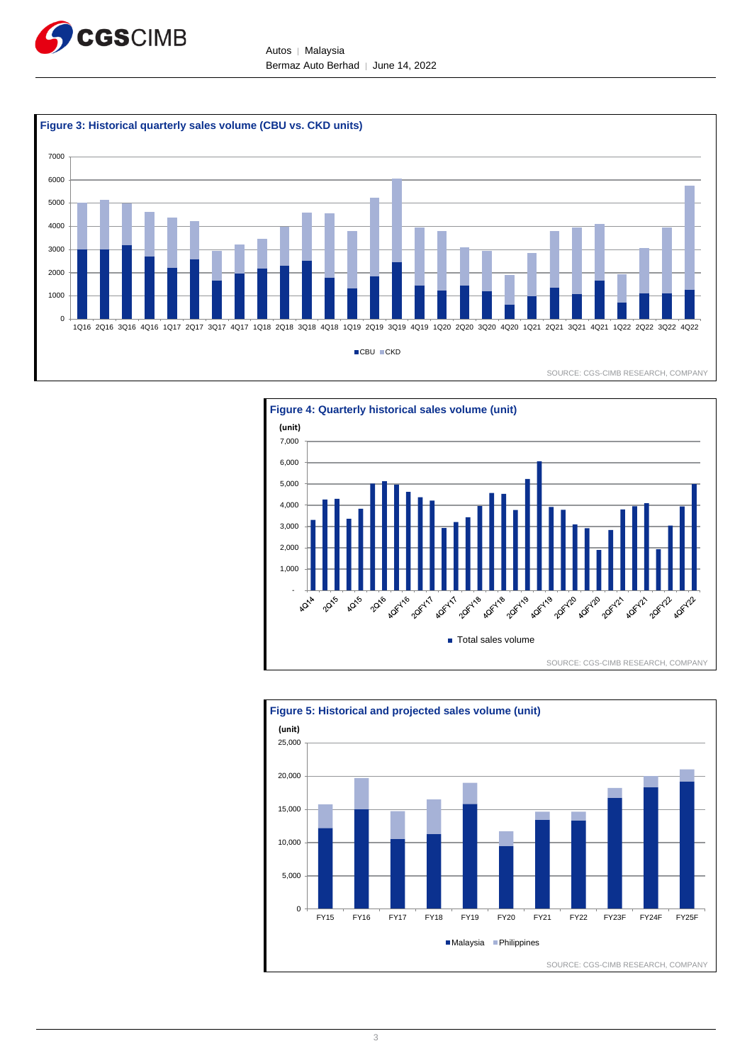**Figure 3: Historical quarterly sales volume (CBU vs. CKD units)**

SOURCE: CGS-CIMB RESEARCH, COMPANY

**Figure 4: Quarterly historical sales volume (unit)**

SOURCE: CGS-CIMB RESEARCH, COMPANY

**Figure 5: Historical and projected sales volume (unit)**

SOURCE: CGS-CIMB RESEARCH, COMPANY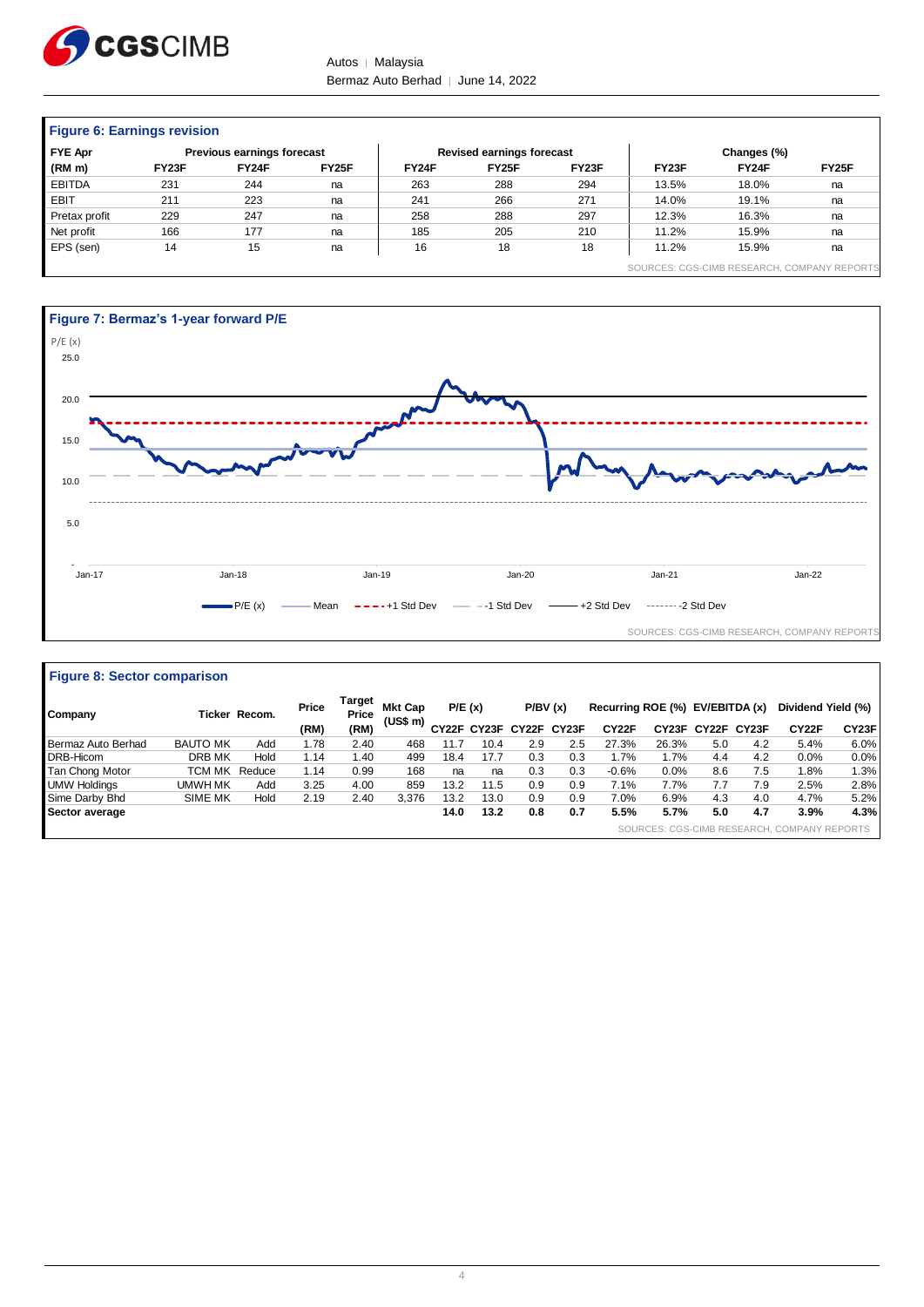### Figure 6: Earnings revision

| FYE Apr | Previous earnings forecast | | | Revised earnings forecast | | | Changes (%) | | |
|---|---|---|---|---|---|---|---|---|---|
| (RM m) | FY23F | FY24F | FY25F | FY24F | FY25F | FY23F | FY23F | FY24F | FY25F |
| EBITDA | 231 | 244 | na | 263 | 288 | 294 | 13.5% | 18.0% | na |
| EBIT | 211 | 223 | na | 241 | 266 | 271 | 14.0% | 19.1% | na |
| Pretax profit | 229 | 247 | na | 258 | 288 | 297 | 12.3% | 16.3% | na |
| Net profit | 166 | 177 | na | 185 | 205 | 210 | 11.2% | 15.9% | na |
| EPS (sen) | 14 | 15 | na | 16 | 18 | 18 | 11.2% | 15.9% | na |

SOURCES: CGS-CIMB RESEARCH, COMPANY REPORTS

### Figure 7: Bermaz's 1-year forward P/E

SOURCES: CGS-CIMB RESEARCH, COMPANY REPORTS

### Figure 8: Sector comparison

| Company | Ticker | Recom. | Price (RM) | Target Price (RM) | Mkt Cap (US$ m) | P/E (x) CY22F | P/E (x) CY23F | P/BV (x) CY22F | P/BV (x) CY23F | Recurring ROE (%) CY22F | Recurring ROE (%) CY23F | EV/EBITDA (x) CY22F | EV/EBITDA (x) CY23F | Dividend Yield (%) CY22F | Dividend Yield (%) CY23F |
|---|---|---|---|---|---|---|---|---|---|---|---|---|---|---|---|
| Bermaz Auto Berhad | BAUTO MK | Add | 1.78 | 2.40 | 468 | 11.7 | 10.4 | 2.9 | 2.5 | 27.3% | 26.3% | 5.0 | 4.2 | 5.4% | 6.0% |
| DRB-Hicom | DRB MK | Hold | 1.14 | 1.40 | 499 | 18.4 | 17.7 | 0.3 | 0.3 | 1.7% | 1.7% | 4.4 | 4.2 | 0.0% | 0.0% |
| Tan Chong Motor | TCM MK | Reduce | 1.14 | 0.99 | 168 | na | na | 0.3 | 0.3 | -0.6% | 0.0% | 8.6 | 7.5 | 1.8% | 1.3% |
| UMW Holdings | UMWH MK | Add | 3.25 | 4.00 | 859 | 13.2 | 11.5 | 0.9 | 0.9 | 7.1% | 7.7% | 7.7 | 7.9 | 2.5% | 2.8% |
| Sime Darby Bhd | SIME MK | Hold | 2.19 | 2.40 | 3,376 | 13.2 | 13.0 | 0.9 | 0.9 | 7.0% | 6.9% | 4.3 | 4.0 | 4.7% | 5.2% |
| **Sector average** | | | | | | **14.0** | **13.2** | **0.8** | **0.7** | **5.5%** | **5.7%** | **5.0** | **4.7** | **3.9%** | **4.3%** |

SOURCES: CGS-CIMB RESEARCH, COMPANY REPORTS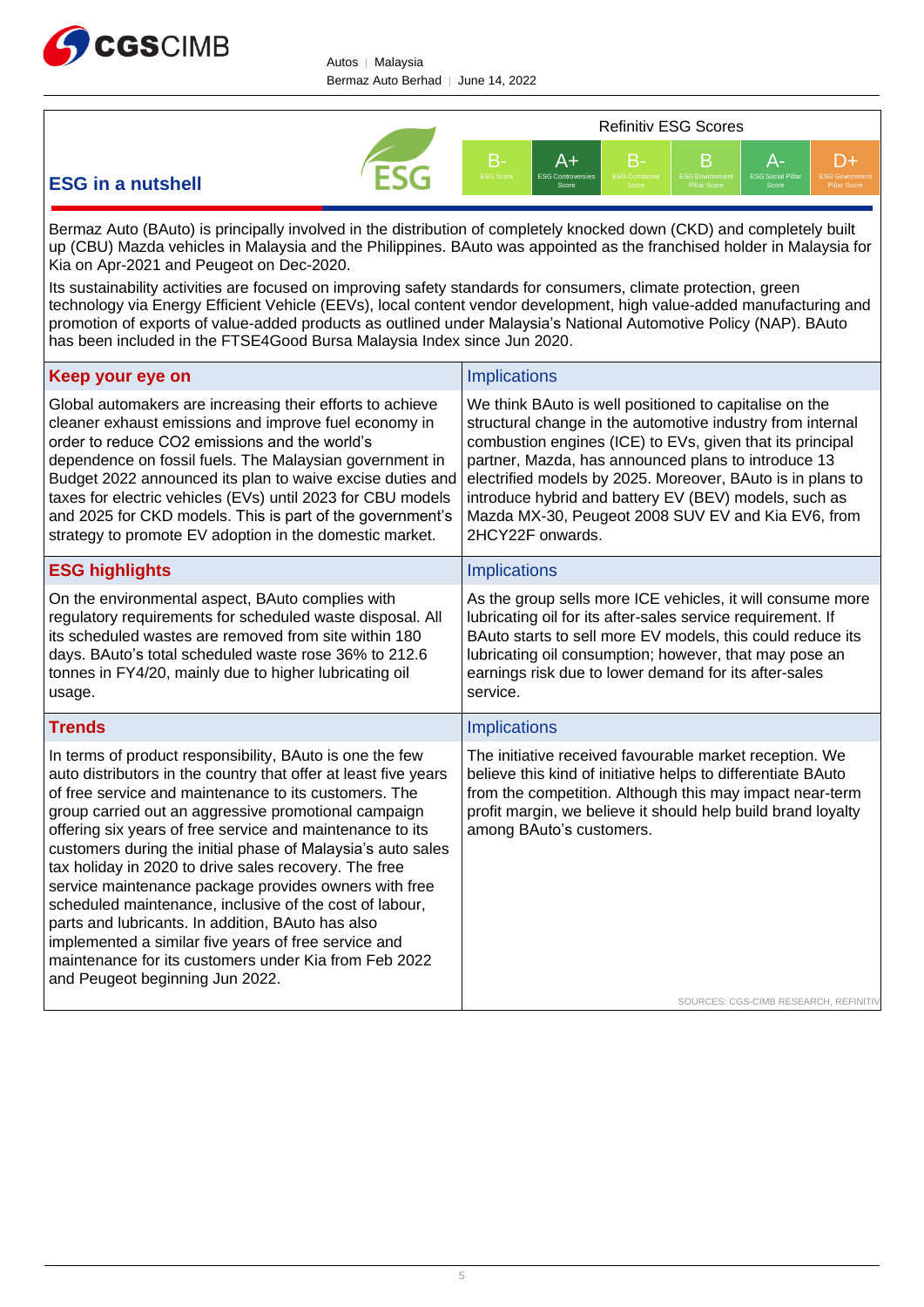## ESG in a nutshell

**Refinitiv ESG Scores**

| ESG Score | ESG Controversies Score | ESG Combined Score | ESG Environment Pillar Score | ESG Social Pillar Score | ESG Government Pillar Score |
|---|---|---|---|---|---|
| B- | A+ | B- | B | A- | D+ |

Bermaz Auto (BAuto) is principally involved in the distribution of completely knocked down (CKD) and completely built up (CBU) Mazda vehicles in Malaysia and the Philippines. BAuto was appointed as the franchised holder in Malaysia for Kia on Apr-2021 and Peugeot on Dec-2020.

Its sustainability activities are focused on improving safety standards for consumers, climate protection, green technology via Energy Efficient Vehicle (EEVs), local content vendor development, high value-added manufacturing and promotion of exports of value-added products as outlined under Malaysia's National Automotive Policy (NAP). BAuto has been included in the FTSE4Good Bursa Malaysia Index since Jun 2020.

| Keep your eye on | Implications |
|---|---|
| Global automakers are increasing their efforts to achieve cleaner exhaust emissions and improve fuel economy in order to reduce CO2 emissions and the world's dependence on fossil fuels. The Malaysian government in Budget 2022 announced its plan to waive excise duties and taxes for electric vehicles (EVs) until 2023 for CBU models and 2025 for CKD models. This is part of the government's strategy to promote EV adoption in the domestic market. | We think BAuto is well positioned to capitalise on the structural change in the automotive industry from internal combustion engines (ICE) to EVs, given that its principal partner, Mazda, has announced plans to introduce 13 electrified models by 2025. Moreover, BAuto is in plans to introduce hybrid and battery EV (BEV) models, such as Mazda MX-30, Peugeot 2008 SUV EV and Kia EV6, from 2HCY22F onwards. |

| ESG highlights | Implications |
|---|---|
| On the environmental aspect, BAuto complies with regulatory requirements for scheduled waste disposal. All its scheduled wastes are removed from site within 180 days. BAuto's total scheduled waste rose 36% to 212.6 tonnes in FY4/20, mainly due to higher lubricating oil usage. | As the group sells more ICE vehicles, it will consume more lubricating oil for its after-sales service requirement. If BAuto starts to sell more EV models, this could reduce its lubricating oil consumption; however, that may pose an earnings risk due to lower demand for its after-sales service. |

| Trends | Implications |
|---|---|
| In terms of product responsibility, BAuto is one the few auto distributors in the country that offer at least five years of free service and maintenance to its customers. The group carried out an aggressive promotional campaign offering six years of free service and maintenance to its customers during the initial phase of Malaysia's auto sales tax holiday in 2020 to drive sales recovery. The free service maintenance package provides owners with free scheduled maintenance, inclusive of the cost of labour, parts and lubricants. In addition, BAuto has also implemented a similar five years of free service and maintenance for its customers under Kia from Feb 2022 and Peugeot beginning Jun 2022. | The initiative received favourable market reception. We believe this kind of initiative helps to differentiate BAuto from the competition. Although this may impact near-term profit margin, we believe it should help build brand loyalty among BAuto's customers. |

SOURCES: CGS-CIMB RESEARCH, REFINITIV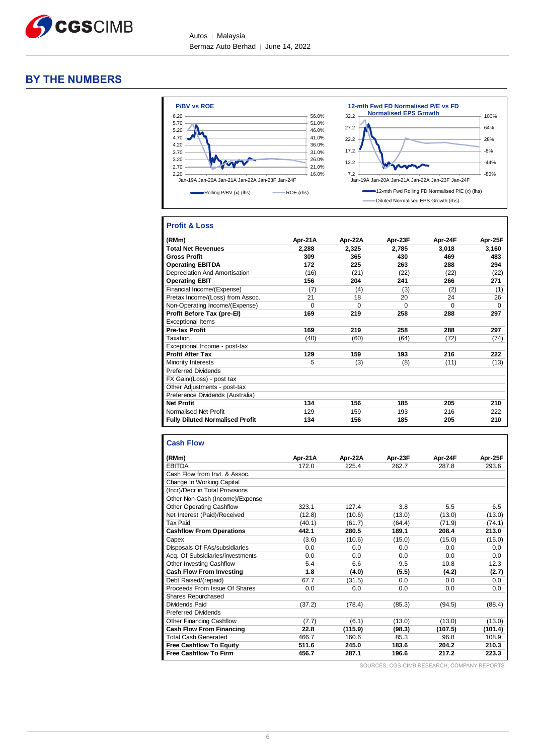## BY THE NUMBERS

**P/BV vs ROE**

Rolling P/BV (x) (lhs) — ROE (rhs)

**12-mth Fwd FD Normalised P/E vs FD Normalised EPS Growth**

12-mth Fwd Rolling FD Normalised P/E (x) (lhs) — Diluted Normalised EPS Growth (rhs)

### Profit & Loss

| (RMm) | Apr-21A | Apr-22A | Apr-23F | Apr-24F | Apr-25F |
|---|---|---|---|---|---|
| **Total Net Revenues** | **2,288** | **2,325** | **2,785** | **3,018** | **3,160** |
| **Gross Profit** | **309** | **365** | **430** | **469** | **483** |
| **Operating EBITDA** | **172** | **225** | **263** | **288** | **294** |
| Depreciation And Amortisation | (16) | (21) | (22) | (22) | (22) |
| **Operating EBIT** | **156** | **204** | **241** | **266** | **271** |
| Financial Income/(Expense) | (7) | (4) | (3) | (2) | (1) |
| Pretax Income/(Loss) from Assoc. | 21 | 18 | 20 | 24 | 26 |
| Non-Operating Income/(Expense) | 0 | 0 | 0 | 0 | 0 |
| **Profit Before Tax (pre-EI)** | **169** | **219** | **258** | **288** | **297** |
| Exceptional Items | | | | | |
| **Pre-tax Profit** | **169** | **219** | **258** | **288** | **297** |
| Taxation | (40) | (60) | (64) | (72) | (74) |
| Exceptional Income - post-tax | | | | | |
| **Profit After Tax** | **129** | **159** | **193** | **216** | **222** |
| Minority Interests | 5 | (3) | (8) | (11) | (13) |
| Preferred Dividends | | | | | |
| FX Gain/(Loss) - post tax | | | | | |
| Other Adjustments - post-tax | | | | | |
| Preference Dividends (Australia) | | | | | |
| **Net Profit** | **134** | **156** | **185** | **205** | **210** |
| Normalised Net Profit | 129 | 159 | 193 | 216 | 222 |
| **Fully Diluted Normalised Profit** | **134** | **156** | **185** | **205** | **210** |

### Cash Flow

| (RMm) | Apr-21A | Apr-22A | Apr-23F | Apr-24F | Apr-25F |
|---|---|---|---|---|---|
| EBITDA | 172.0 | 225.4 | 262.7 | 287.8 | 293.6 |
| Cash Flow from Invt. & Assoc. | | | | | |
| Change In Working Capital | | | | | |
| (Incr)/Decr in Total Provisions | | | | | |
| Other Non-Cash (Income)/Expense | | | | | |
| Other Operating Cashflow | 323.1 | 127.4 | 3.8 | 5.5 | 6.5 |
| Net Interest (Paid)/Received | (12.8) | (10.6) | (13.0) | (13.0) | (13.0) |
| Tax Paid | (40.1) | (61.7) | (64.4) | (71.9) | (74.1) |
| **Cashflow From Operations** | **442.1** | **280.5** | **189.1** | **208.4** | **213.0** |
| Capex | (3.6) | (10.6) | (15.0) | (15.0) | (15.0) |
| Disposals Of FAs/subsidiaries | 0.0 | 0.0 | 0.0 | 0.0 | 0.0 |
| Acq. Of Subsidiaries/investments | 0.0 | 0.0 | 0.0 | 0.0 | 0.0 |
| Other Investing Cashflow | 5.4 | 6.6 | 9.5 | 10.8 | 12.3 |
| **Cash Flow From Investing** | **1.8** | **(4.0)** | **(5.5)** | **(4.2)** | **(2.7)** |
| Debt Raised/(repaid) | 67.7 | (31.5) | 0.0 | 0.0 | 0.0 |
| Proceeds From Issue Of Shares | 0.0 | 0.0 | 0.0 | 0.0 | 0.0 |
| Shares Repurchased | | | | | |
| Dividends Paid | (37.2) | (78.4) | (85.3) | (94.5) | (88.4) |
| Preferred Dividends | | | | | |
| Other Financing Cashflow | (7.7) | (6.1) | (13.0) | (13.0) | (13.0) |
| **Cash Flow From Financing** | **22.8** | **(115.9)** | **(98.3)** | **(107.5)** | **(101.4)** |
| Total Cash Generated | 466.7 | 160.6 | 85.3 | 96.8 | 108.9 |
| **Free Cashflow To Equity** | **511.6** | **245.0** | **183.6** | **204.2** | **210.3** |
| **Free Cashflow To Firm** | **456.7** | **287.1** | **196.6** | **217.2** | **223.3** |

SOURCES: CGS-CIMB RESEARCH, COMPANY REPORTS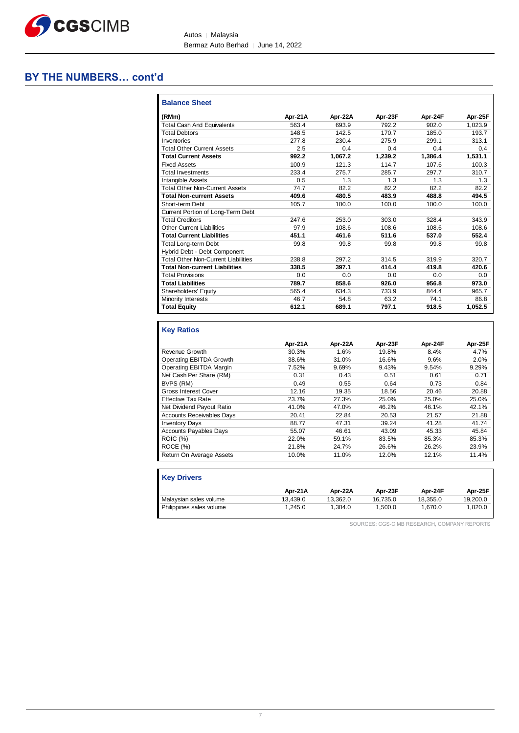## BY THE NUMBERS… cont'd

### Balance Sheet

| (RMm) | Apr-21A | Apr-22A | Apr-23F | Apr-24F | Apr-25F |
|---|---|---|---|---|---|
| Total Cash And Equivalents | 563.4 | 693.9 | 792.2 | 902.0 | 1,023.9 |
| Total Debtors | 148.5 | 142.5 | 170.7 | 185.0 | 193.7 |
| Inventories | 277.8 | 230.4 | 275.9 | 299.1 | 313.1 |
| Total Other Current Assets | 2.5 | 0.4 | 0.4 | 0.4 | 0.4 |
| **Total Current Assets** | **992.2** | **1,067.2** | **1,239.2** | **1,386.4** | **1,531.1** |
| Fixed Assets | 100.9 | 121.3 | 114.7 | 107.6 | 100.3 |
| Total Investments | 233.4 | 275.7 | 285.7 | 297.7 | 310.7 |
| Intangible Assets | 0.5 | 1.3 | 1.3 | 1.3 | 1.3 |
| Total Other Non-Current Assets | 74.7 | 82.2 | 82.2 | 82.2 | 82.2 |
| **Total Non-current Assets** | **409.6** | **480.5** | **483.9** | **488.8** | **494.5** |
| Short-term Debt | 105.7 | 100.0 | 100.0 | 100.0 | 100.0 |
| Current Portion of Long-Term Debt | | | | | |
| Total Creditors | 247.6 | 253.0 | 303.0 | 328.4 | 343.9 |
| Other Current Liabilities | 97.9 | 108.6 | 108.6 | 108.6 | 108.6 |
| **Total Current Liabilities** | **451.1** | **461.6** | **511.6** | **537.0** | **552.4** |
| Total Long-term Debt | 99.8 | 99.8 | 99.8 | 99.8 | 99.8 |
| Hybrid Debt - Debt Component | | | | | |
| Total Other Non-Current Liabilities | 238.8 | 297.2 | 314.5 | 319.9 | 320.7 |
| **Total Non-current Liabilities** | **338.5** | **397.1** | **414.4** | **419.8** | **420.6** |
| Total Provisions | 0.0 | 0.0 | 0.0 | 0.0 | 0.0 |
| **Total Liabilities** | **789.7** | **858.6** | **926.0** | **956.8** | **973.0** |
| Shareholders' Equity | 565.4 | 634.3 | 733.9 | 844.4 | 965.7 |
| Minority Interests | 46.7 | 54.8 | 63.2 | 74.1 | 86.8 |
| **Total Equity** | **612.1** | **689.1** | **797.1** | **918.5** | **1,052.5** |

### Key Ratios

| | Apr-21A | Apr-22A | Apr-23F | Apr-24F | Apr-25F |
|---|---|---|---|---|---|
| Revenue Growth | 30.3% | 1.6% | 19.8% | 8.4% | 4.7% |
| Operating EBITDA Growth | 38.6% | 31.0% | 16.6% | 9.6% | 2.0% |
| Operating EBITDA Margin | 7.52% | 9.69% | 9.43% | 9.54% | 9.29% |
| Net Cash Per Share (RM) | 0.31 | 0.43 | 0.51 | 0.61 | 0.71 |
| BVPS (RM) | 0.49 | 0.55 | 0.64 | 0.73 | 0.84 |
| Gross Interest Cover | 12.16 | 19.35 | 18.56 | 20.46 | 20.88 |
| Effective Tax Rate | 23.7% | 27.3% | 25.0% | 25.0% | 25.0% |
| Net Dividend Payout Ratio | 41.0% | 47.0% | 46.2% | 46.1% | 42.1% |
| Accounts Receivables Days | 20.41 | 22.84 | 20.53 | 21.57 | 21.88 |
| Inventory Days | 88.77 | 47.31 | 39.24 | 41.28 | 41.74 |
| Accounts Payables Days | 55.07 | 46.61 | 43.09 | 45.33 | 45.84 |
| ROIC (%) | 22.0% | 59.1% | 83.5% | 85.3% | 85.3% |
| ROCE (%) | 21.8% | 24.7% | 26.6% | 26.2% | 23.9% |
| Return On Average Assets | 10.0% | 11.0% | 12.0% | 12.1% | 11.4% |

### Key Drivers

| | Apr-21A | Apr-22A | Apr-23F | Apr-24F | Apr-25F |
|---|---|---|---|---|---|
| Malaysian sales volume | 13,439.0 | 13,362.0 | 16,735.0 | 18,355.0 | 19,200.0 |
| Philippines sales volume | 1,245.0 | 1,304.0 | 1,500.0 | 1,670.0 | 1,820.0 |

SOURCES: CGS-CIMB RESEARCH, COMPANY REPORTS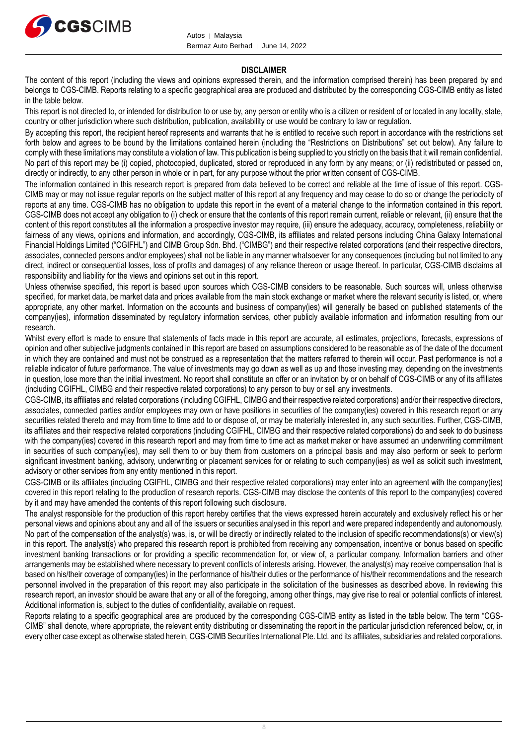## DISCLAIMER

The content of this report (including the views and opinions expressed therein, and the information comprised therein) has been prepared by and belongs to CGS-CIMB. Reports relating to a specific geographical area are produced and distributed by the corresponding CGS-CIMB entity as listed in the table below.

This report is not directed to, or intended for distribution to or use by, any person or entity who is a citizen or resident of or located in any locality, state, country or other jurisdiction where such distribution, publication, availability or use would be contrary to law or regulation.

By accepting this report, the recipient hereof represents and warrants that he is entitled to receive such report in accordance with the restrictions set forth below and agrees to be bound by the limitations contained herein (including the "Restrictions on Distributions" set out below). Any failure to comply with these limitations may constitute a violation of law. This publication is being supplied to you strictly on the basis that it will remain confidential. No part of this report may be (i) copied, photocopied, duplicated, stored or reproduced in any form by any means; or (ii) redistributed or passed on, directly or indirectly, to any other person in whole or in part, for any purpose without the prior written consent of CGS-CIMB.

The information contained in this research report is prepared from data believed to be correct and reliable at the time of issue of this report. CGS-CIMB may or may not issue regular reports on the subject matter of this report at any frequency and may cease to do so or change the periodicity of reports at any time. CGS-CIMB has no obligation to update this report in the event of a material change to the information contained in this report. CGS-CIMB does not accept any obligation to (i) check or ensure that the contents of this report remain current, reliable or relevant, (ii) ensure that the content of this report constitutes all the information a prospective investor may require, (iii) ensure the adequacy, accuracy, completeness, reliability or fairness of any views, opinions and information, and accordingly, CGS-CIMB, its affiliates and related persons including China Galaxy International Financial Holdings Limited ("CGIFHL") and CIMB Group Sdn. Bhd. ("CIMBG") and their respective related corporations (and their respective directors, associates, connected persons and/or employees) shall not be liable in any manner whatsoever for any consequences (including but not limited to any direct, indirect or consequential losses, loss of profits and damages) of any reliance thereon or usage thereof. In particular, CGS-CIMB disclaims all responsibility and liability for the views and opinions set out in this report.

Unless otherwise specified, this report is based upon sources which CGS-CIMB considers to be reasonable. Such sources will, unless otherwise specified, for market data, be market data and prices available from the main stock exchange or market where the relevant security is listed, or, where appropriate, any other market. Information on the accounts and business of company(ies) will generally be based on published statements of the company(ies), information disseminated by regulatory information services, other publicly available information and information resulting from our research.

Whilst every effort is made to ensure that statements of facts made in this report are accurate, all estimates, projections, forecasts, expressions of opinion and other subjective judgments contained in this report are based on assumptions considered to be reasonable as of the date of the document in which they are contained and must not be construed as a representation that the matters referred to therein will occur. Past performance is not a reliable indicator of future performance. The value of investments may go down as well as up and those investing may, depending on the investments in question, lose more than the initial investment. No report shall constitute an offer or an invitation by or on behalf of CGS-CIMB or any of its affiliates (including CGIFHL, CIMBG and their respective related corporations) to any person to buy or sell any investments.

CGS-CIMB, its affiliates and related corporations (including CGIFHL, CIMBG and their respective related corporations) and/or their respective directors, associates, connected parties and/or employees may own or have positions in securities of the company(ies) covered in this research report or any securities related thereto and may from time to time add to or dispose of, or may be materially interested in, any such securities. Further, CGS-CIMB, its affiliates and their respective related corporations (including CGIFHL, CIMBG and their respective related corporations) do and seek to do business with the company(ies) covered in this research report and may from time to time act as market maker or have assumed an underwriting commitment in securities of such company(ies), may sell them to or buy them from customers on a principal basis and may also perform or seek to perform significant investment banking, advisory, underwriting or placement services for or relating to such company(ies) as well as solicit such investment, advisory or other services from any entity mentioned in this report.

CGS-CIMB or its affiliates (including CGIFHL, CIMBG and their respective related corporations) may enter into an agreement with the company(ies) covered in this report relating to the production of research reports. CGS-CIMB may disclose the contents of this report to the company(ies) covered by it and may have amended the contents of this report following such disclosure.

The analyst responsible for the production of this report hereby certifies that the views expressed herein accurately and exclusively reflect his or her personal views and opinions about any and all of the issuers or securities analysed in this report and were prepared independently and autonomously. No part of the compensation of the analyst(s) was, is, or will be directly or indirectly related to the inclusion of specific recommendations(s) or view(s) in this report. The analyst(s) who prepared this research report is prohibited from receiving any compensation, incentive or bonus based on specific investment banking transactions or for providing a specific recommendation for, or view of, a particular company. Information barriers and other arrangements may be established where necessary to prevent conflicts of interests arising. However, the analyst(s) may receive compensation that is based on his/their coverage of company(ies) in the performance of his/their duties or the performance of his/their recommendations and the research personnel involved in the preparation of this report may also participate in the solicitation of the businesses as described above. In reviewing this research report, an investor should be aware that any or all of the foregoing, among other things, may give rise to real or potential conflicts of interest. Additional information is, subject to the duties of confidentiality, available on request.

Reports relating to a specific geographical area are produced by the corresponding CGS-CIMB entity as listed in the table below. The term "CGS-CIMB" shall denote, where appropriate, the relevant entity distributing or disseminating the report in the particular jurisdiction referenced below, or, in every other case except as otherwise stated herein, CGS-CIMB Securities International Pte. Ltd. and its affiliates, subsidiaries and related corporations.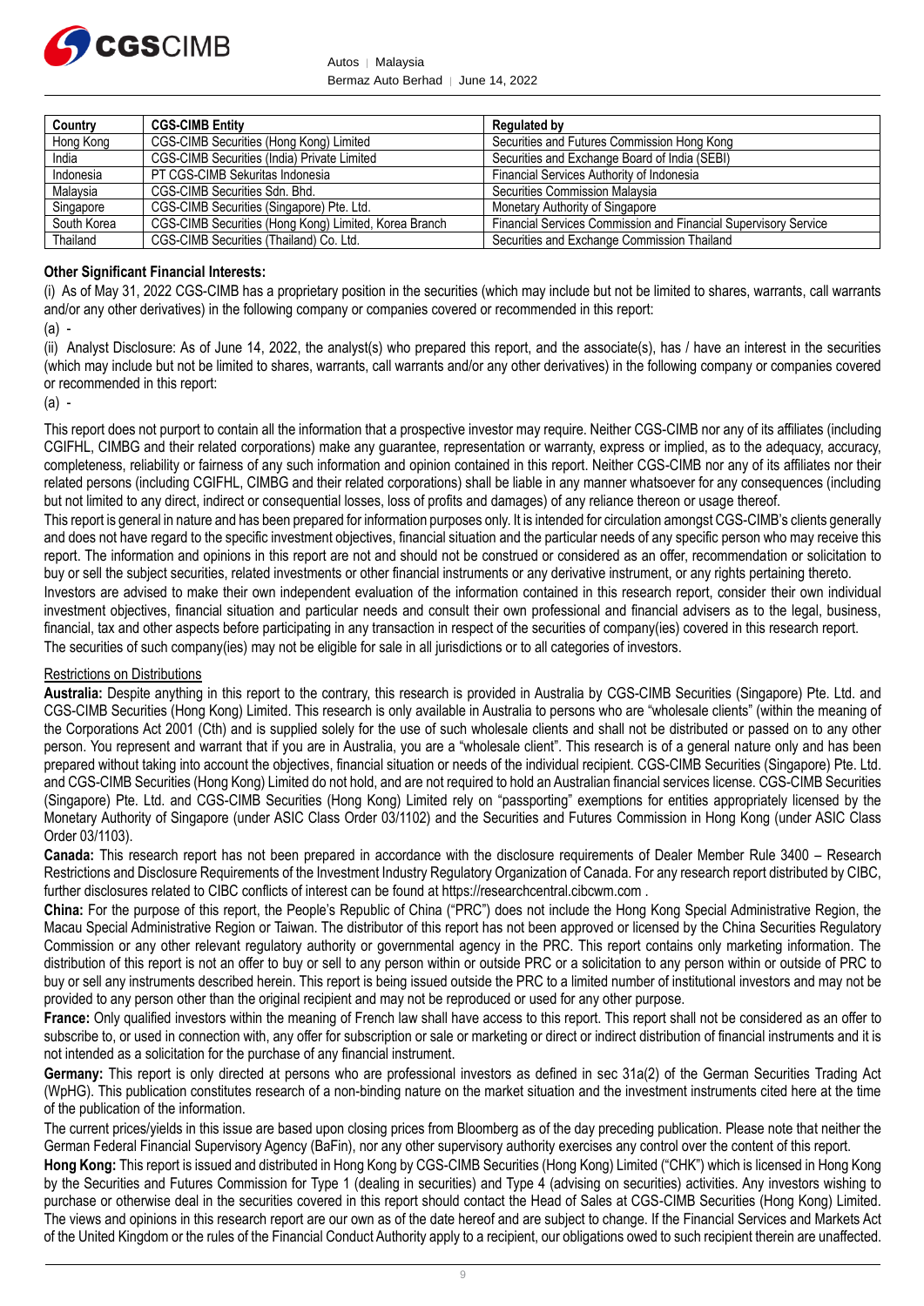| Country | CGS-CIMB Entity | Regulated by |
| --- | --- | --- |
| Hong Kong | CGS-CIMB Securities (Hong Kong) Limited | Securities and Futures Commission Hong Kong |
| India | CGS-CIMB Securities (India) Private Limited | Securities and Exchange Board of India (SEBI) |
| Indonesia | PT CGS-CIMB Sekuritas Indonesia | Financial Services Authority of Indonesia |
| Malaysia | CGS-CIMB Securities Sdn. Bhd. | Securities Commission Malaysia |
| Singapore | CGS-CIMB Securities (Singapore) Pte. Ltd. | Monetary Authority of Singapore |
| South Korea | CGS-CIMB Securities (Hong Kong) Limited, Korea Branch | Financial Services Commission and Financial Supervisory Service |
| Thailand | CGS-CIMB Securities (Thailand) Co. Ltd. | Securities and Exchange Commission Thailand |

**Other Significant Financial Interests:**

(i) As of May 31, 2022 CGS-CIMB has a proprietary position in the securities (which may include but not be limited to shares, warrants, call warrants and/or any other derivatives) in the following company or companies covered or recommended in this report:

(a) -

(ii) Analyst Disclosure: As of June 14, 2022, the analyst(s) who prepared this report, and the associate(s), has / have an interest in the securities (which may include but not be limited to shares, warrants, call warrants and/or any other derivatives) in the following company or companies covered or recommended in this report:

(a) -

This report does not purport to contain all the information that a prospective investor may require. Neither CGS-CIMB nor any of its affiliates (including CGIFHL, CIMBG and their related corporations) make any guarantee, representation or warranty, express or implied, as to the adequacy, accuracy, completeness, reliability or fairness of any such information and opinion contained in this report. Neither CGS-CIMB nor any of its affiliates nor their related persons (including CGIFHL, CIMBG and their related corporations) shall be liable in any manner whatsoever for any consequences (including but not limited to any direct, indirect or consequential losses, loss of profits and damages) of any reliance thereon or usage thereof.

This report is general in nature and has been prepared for information purposes only. It is intended for circulation amongst CGS-CIMB's clients generally and does not have regard to the specific investment objectives, financial situation and the particular needs of any specific person who may receive this report. The information and opinions in this report are not and should not be construed or considered as an offer, recommendation or solicitation to buy or sell the subject securities, related investments or other financial instruments or any derivative instrument, or any rights pertaining thereto.

Investors are advised to make their own independent evaluation of the information contained in this research report, consider their own individual investment objectives, financial situation and particular needs and consult their own professional and financial advisers as to the legal, business, financial, tax and other aspects before participating in any transaction in respect of the securities of company(ies) covered in this research report.

The securities of such company(ies) may not be eligible for sale in all jurisdictions or to all categories of investors.

Restrictions on Distributions

**Australia:** Despite anything in this report to the contrary, this research is provided in Australia by CGS-CIMB Securities (Singapore) Pte. Ltd. and CGS-CIMB Securities (Hong Kong) Limited. This research is only available in Australia to persons who are "wholesale clients" (within the meaning of the Corporations Act 2001 (Cth) and is supplied solely for the use of such wholesale clients and shall not be distributed or passed on to any other person. You represent and warrant that if you are in Australia, you are a "wholesale client". This research is of a general nature only and has been prepared without taking into account the objectives, financial situation or needs of the individual recipient. CGS-CIMB Securities (Singapore) Pte. Ltd. and CGS-CIMB Securities (Hong Kong) Limited do not hold, and are not required to hold an Australian financial services license. CGS-CIMB Securities (Singapore) Pte. Ltd. and CGS-CIMB Securities (Hong Kong) Limited rely on "passporting" exemptions for entities appropriately licensed by the Monetary Authority of Singapore (under ASIC Class Order 03/1102) and the Securities and Futures Commission in Hong Kong (under ASIC Class Order 03/1103).

**Canada:** This research report has not been prepared in accordance with the disclosure requirements of Dealer Member Rule 3400 – Research Restrictions and Disclosure Requirements of the Investment Industry Regulatory Organization of Canada. For any research report distributed by CIBC, further disclosures related to CIBC conflicts of interest can be found at https://researchcentral.cibcwm.com .

**China:** For the purpose of this report, the People's Republic of China ("PRC") does not include the Hong Kong Special Administrative Region, the Macau Special Administrative Region or Taiwan. The distributor of this report has not been approved or licensed by the China Securities Regulatory Commission or any other relevant regulatory authority or governmental agency in the PRC. This report contains only marketing information. The distribution of this report is not an offer to buy or sell to any person within or outside PRC or a solicitation to any person within or outside of PRC to buy or sell any instruments described herein. This report is being issued outside the PRC to a limited number of institutional investors and may not be provided to any person other than the original recipient and may not be reproduced or used for any other purpose.

**France:** Only qualified investors within the meaning of French law shall have access to this report. This report shall not be considered as an offer to subscribe to, or used in connection with, any offer for subscription or sale or marketing or direct or indirect distribution of financial instruments and it is not intended as a solicitation for the purchase of any financial instrument.

**Germany:** This report is only directed at persons who are professional investors as defined in sec 31a(2) of the German Securities Trading Act (WpHG). This publication constitutes research of a non-binding nature on the market situation and the investment instruments cited here at the time of the publication of the information.

The current prices/yields in this issue are based upon closing prices from Bloomberg as of the day preceding publication. Please note that neither the German Federal Financial Supervisory Agency (BaFin), nor any other supervisory authority exercises any control over the content of this report.

**Hong Kong:** This report is issued and distributed in Hong Kong by CGS-CIMB Securities (Hong Kong) Limited ("CHK") which is licensed in Hong Kong by the Securities and Futures Commission for Type 1 (dealing in securities) and Type 4 (advising on securities) activities. Any investors wishing to purchase or otherwise deal in the securities covered in this report should contact the Head of Sales at CGS-CIMB Securities (Hong Kong) Limited. The views and opinions in this research report are our own as of the date hereof and are subject to change. If the Financial Services and Markets Act of the United Kingdom or the rules of the Financial Conduct Authority apply to a recipient, our obligations owed to such recipient therein are unaffected.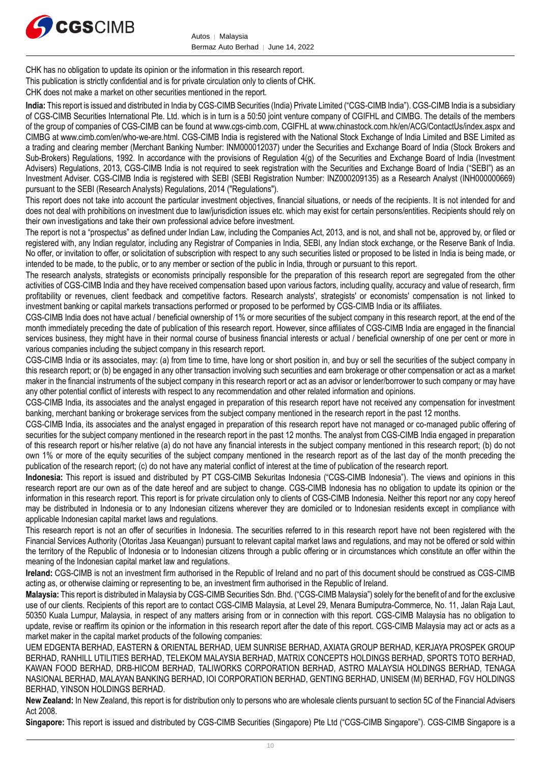CHK has no obligation to update its opinion or the information in this research report.

This publication is strictly confidential and is for private circulation only to clients of CHK.

CHK does not make a market on other securities mentioned in the report.

**India:** This report is issued and distributed in India by CGS-CIMB Securities (India) Private Limited ("CGS-CIMB India"). CGS-CIMB India is a subsidiary of CGS-CIMB Securities International Pte. Ltd. which is in turn is a 50:50 joint venture company of CGIFHL and CIMBG. The details of the members of the group of companies of CGS-CIMB can be found at www.cgs-cimb.com, CGIFHL at www.chinastock.com.hk/en/ACG/ContactUs/index.aspx and CIMBG at www.cimb.com/en/who-we-are.html. CGS-CIMB India is registered with the National Stock Exchange of India Limited and BSE Limited as a trading and clearing member (Merchant Banking Number: INM000012037) under the Securities and Exchange Board of India (Stock Brokers and Sub-Brokers) Regulations, 1992. In accordance with the provisions of Regulation 4(g) of the Securities and Exchange Board of India (Investment Advisers) Regulations, 2013, CGS-CIMB India is not required to seek registration with the Securities and Exchange Board of India ("SEBI") as an Investment Adviser. CGS-CIMB India is registered with SEBI (SEBI Registration Number: INZ000209135) as a Research Analyst (INH000000669) pursuant to the SEBI (Research Analysts) Regulations, 2014 ("Regulations").

This report does not take into account the particular investment objectives, financial situations, or needs of the recipients. It is not intended for and does not deal with prohibitions on investment due to law/jurisdiction issues etc. which may exist for certain persons/entities. Recipients should rely on their own investigations and take their own professional advice before investment.

The report is not a "prospectus" as defined under Indian Law, including the Companies Act, 2013, and is not, and shall not be, approved by, or filed or registered with, any Indian regulator, including any Registrar of Companies in India, SEBI, any Indian stock exchange, or the Reserve Bank of India. No offer, or invitation to offer, or solicitation of subscription with respect to any such securities listed or proposed to be listed in India is being made, or intended to be made, to the public, or to any member or section of the public in India, through or pursuant to this report.

The research analysts, strategists or economists principally responsible for the preparation of this research report are segregated from the other activities of CGS-CIMB India and they have received compensation based upon various factors, including quality, accuracy and value of research, firm profitability or revenues, client feedback and competitive factors. Research analysts', strategists' or economists' compensation is not linked to investment banking or capital markets transactions performed or proposed to be performed by CGS-CIMB India or its affiliates.

CGS-CIMB India does not have actual / beneficial ownership of 1% or more securities of the subject company in this research report, at the end of the month immediately preceding the date of publication of this research report. However, since affiliates of CGS-CIMB India are engaged in the financial services business, they might have in their normal course of business financial interests or actual / beneficial ownership of one per cent or more in various companies including the subject company in this research report.

CGS-CIMB India or its associates, may: (a) from time to time, have long or short position in, and buy or sell the securities of the subject company in this research report; or (b) be engaged in any other transaction involving such securities and earn brokerage or other compensation or act as a market maker in the financial instruments of the subject company in this research report or act as an advisor or lender/borrower to such company or may have any other potential conflict of interests with respect to any recommendation and other related information and opinions.

CGS-CIMB India, its associates and the analyst engaged in preparation of this research report have not received any compensation for investment banking, merchant banking or brokerage services from the subject company mentioned in the research report in the past 12 months.

CGS-CIMB India, its associates and the analyst engaged in preparation of this research report have not managed or co-managed public offering of securities for the subject company mentioned in the research report in the past 12 months. The analyst from CGS-CIMB India engaged in preparation of this research report or his/her relative (a) do not have any financial interests in the subject company mentioned in this research report; (b) do not own 1% or more of the equity securities of the subject company mentioned in the research report as of the last day of the month preceding the publication of the research report; (c) do not have any material conflict of interest at the time of publication of the research report.

**Indonesia:** This report is issued and distributed by PT CGS-CIMB Sekuritas Indonesia ("CGS-CIMB Indonesia"). The views and opinions in this research report are our own as of the date hereof and are subject to change. CGS-CIMB Indonesia has no obligation to update its opinion or the information in this research report. This report is for private circulation only to clients of CGS-CIMB Indonesia. Neither this report nor any copy hereof may be distributed in Indonesia or to any Indonesian citizens wherever they are domiciled or to Indonesian residents except in compliance with applicable Indonesian capital market laws and regulations.

This research report is not an offer of securities in Indonesia. The securities referred to in this research report have not been registered with the Financial Services Authority (Otoritas Jasa Keuangan) pursuant to relevant capital market laws and regulations, and may not be offered or sold within the territory of the Republic of Indonesia or to Indonesian citizens through a public offering or in circumstances which constitute an offer within the meaning of the Indonesian capital market law and regulations.

**Ireland:** CGS-CIMB is not an investment firm authorised in the Republic of Ireland and no part of this document should be construed as CGS-CIMB acting as, or otherwise claiming or representing to be, an investment firm authorised in the Republic of Ireland.

**Malaysia:** This report is distributed in Malaysia by CGS-CIMB Securities Sdn. Bhd. ("CGS-CIMB Malaysia") solely for the benefit of and for the exclusive use of our clients. Recipients of this report are to contact CGS-CIMB Malaysia, at Level 29, Menara Bumiputra-Commerce, No. 11, Jalan Raja Laut, 50350 Kuala Lumpur, Malaysia, in respect of any matters arising from or in connection with this report. CGS-CIMB Malaysia has no obligation to update, revise or reaffirm its opinion or the information in this research report after the date of this report. CGS-CIMB Malaysia may act or acts as a market maker in the capital market products of the following companies:

UEM EDGENTA BERHAD, EASTERN & ORIENTAL BERHAD, UEM SUNRISE BERHAD, AXIATA GROUP BERHAD, KERJAYA PROSPEK GROUP BERHAD, RANHILL UTILITIES BERHAD, TELEKOM MALAYSIA BERHAD, MATRIX CONCEPTS HOLDINGS BERHAD, SPORTS TOTO BERHAD, KAWAN FOOD BERHAD, DRB-HICOM BERHAD, TALIWORKS CORPORATION BERHAD, ASTRO MALAYSIA HOLDINGS BERHAD, TENAGA NASIONAL BERHAD, MALAYAN BANKING BERHAD, IOI CORPORATION BERHAD, GENTING BERHAD, UNISEM (M) BERHAD, FGV HOLDINGS BERHAD, YINSON HOLDINGS BERHAD.

**New Zealand:** In New Zealand, this report is for distribution only to persons who are wholesale clients pursuant to section 5C of the Financial Advisers Act 2008.

**Singapore:** This report is issued and distributed by CGS-CIMB Securities (Singapore) Pte Ltd ("CGS-CIMB Singapore"). CGS-CIMB Singapore is a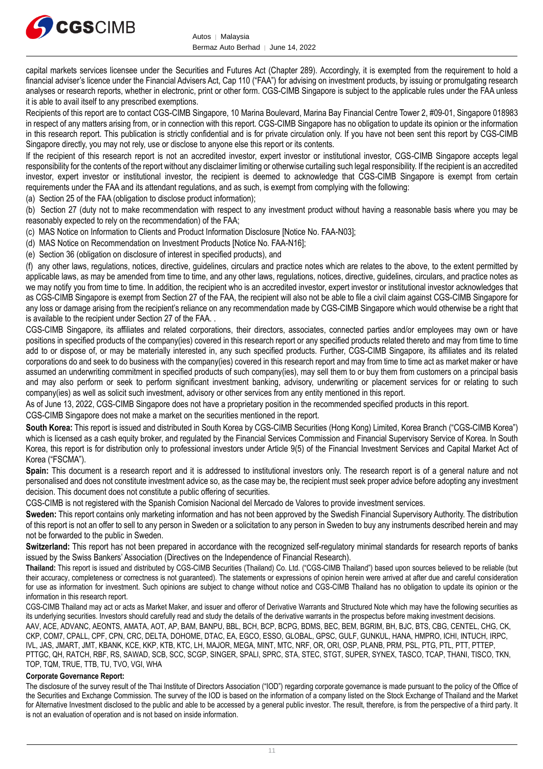capital markets services licensee under the Securities and Futures Act (Chapter 289). Accordingly, it is exempted from the requirement to hold a financial adviser's licence under the Financial Advisers Act, Cap 110 ("FAA") for advising on investment products, by issuing or promulgating research analyses or research reports, whether in electronic, print or other form. CGS-CIMB Singapore is subject to the applicable rules under the FAA unless it is able to avail itself to any prescribed exemptions.

Recipients of this report are to contact CGS-CIMB Singapore, 10 Marina Boulevard, Marina Bay Financial Centre Tower 2, #09-01, Singapore 018983 in respect of any matters arising from, or in connection with this report. CGS-CIMB Singapore has no obligation to update its opinion or the information in this research report. This publication is strictly confidential and is for private circulation only. If you have not been sent this report by CGS-CIMB Singapore directly, you may not rely, use or disclose to anyone else this report or its contents.

If the recipient of this research report is not an accredited investor, expert investor or institutional investor, CGS-CIMB Singapore accepts legal responsibility for the contents of the report without any disclaimer limiting or otherwise curtailing such legal responsibility. If the recipient is an accredited investor, expert investor or institutional investor, the recipient is deemed to acknowledge that CGS-CIMB Singapore is exempt from certain requirements under the FAA and its attendant regulations, and as such, is exempt from complying with the following:

(a) Section 25 of the FAA (obligation to disclose product information);

(b) Section 27 (duty not to make recommendation with respect to any investment product without having a reasonable basis where you may be reasonably expected to rely on the recommendation) of the FAA;

(c) MAS Notice on Information to Clients and Product Information Disclosure [Notice No. FAA-N03];

(d) MAS Notice on Recommendation on Investment Products [Notice No. FAA-N16];

(e) Section 36 (obligation on disclosure of interest in specified products), and

(f) any other laws, regulations, notices, directive, guidelines, circulars and practice notes which are relates to the above, to the extent permitted by applicable laws, as may be amended from time to time, and any other laws, regulations, notices, directive, guidelines, circulars, and practice notes as we may notify you from time to time. In addition, the recipient who is an accredited investor, expert investor or institutional investor acknowledges that as CGS-CIMB Singapore is exempt from Section 27 of the FAA, the recipient will also not be able to file a civil claim against CGS-CIMB Singapore for any loss or damage arising from the recipient's reliance on any recommendation made by CGS-CIMB Singapore which would otherwise be a right that is available to the recipient under Section 27 of the FAA. .

CGS-CIMB Singapore, its affiliates and related corporations, their directors, associates, connected parties and/or employees may own or have positions in specified products of the company(ies) covered in this research report or any specified products related thereto and may from time to time add to or dispose of, or may be materially interested in, any such specified products. Further, CGS-CIMB Singapore, its affiliates and its related corporations do and seek to do business with the company(ies) covered in this research report and may from time to time act as market maker or have assumed an underwriting commitment in specified products of such company(ies), may sell them to or buy them from customers on a principal basis and may also perform or seek to perform significant investment banking, advisory, underwriting or placement services for or relating to such company(ies) as well as solicit such investment, advisory or other services from any entity mentioned in this report.

As of June 13, 2022, CGS-CIMB Singapore does not have a proprietary position in the recommended specified products in this report.

CGS-CIMB Singapore does not make a market on the securities mentioned in the report.

**South Korea:** This report is issued and distributed in South Korea by CGS-CIMB Securities (Hong Kong) Limited, Korea Branch ("CGS-CIMB Korea") which is licensed as a cash equity broker, and regulated by the Financial Services Commission and Financial Supervisory Service of Korea. In South Korea, this report is for distribution only to professional investors under Article 9(5) of the Financial Investment Services and Capital Market Act of Korea ("FSCMA").

**Spain:** This document is a research report and it is addressed to institutional investors only. The research report is of a general nature and not personalised and does not constitute investment advice so, as the case may be, the recipient must seek proper advice before adopting any investment decision. This document does not constitute a public offering of securities.

CGS-CIMB is not registered with the Spanish Comision Nacional del Mercado de Valores to provide investment services.

**Sweden:** This report contains only marketing information and has not been approved by the Swedish Financial Supervisory Authority. The distribution of this report is not an offer to sell to any person in Sweden or a solicitation to any person in Sweden to buy any instruments described herein and may not be forwarded to the public in Sweden.

**Switzerland:** This report has not been prepared in accordance with the recognized self-regulatory minimal standards for research reports of banks issued by the Swiss Bankers' Association (Directives on the Independence of Financial Research).

**Thailand:** This report is issued and distributed by CGS-CIMB Securities (Thailand) Co. Ltd. ("CGS-CIMB Thailand") based upon sources believed to be reliable (but their accuracy, completeness or correctness is not guaranteed). The statements or expressions of opinion herein were arrived at after due and careful consideration for use as information for investment. Such opinions are subject to change without notice and CGS-CIMB Thailand has no obligation to update its opinion or the information in this research report.

CGS-CIMB Thailand may act or acts as Market Maker, and issuer and offeror of Derivative Warrants and Structured Note which may have the following securities as its underlying securities. Investors should carefully read and study the details of the derivative warrants in the prospectus before making investment decisions.

AAV, ACE, ADVANC, AEONTS, AMATA, AOT, AP, BAM, BANPU, BBL, BCH, BCP, BCPG, BDMS, BEC, BEM, BGRIM, BH, BJC, BTS, CBG, CENTEL, CHG, CK, CKP, COM7, CPALL, CPF, CPN, CRC, DELTA, DOHOME, DTAC, EA, EGCO, ESSO, GLOBAL, GPSC, GULF, GUNKUL, HANA, HMPRO, ICHI, INTUCH, IRPC, IVL, JAS, JMART, JMT, KBANK, KCE, KKP, KTB, KTC, LH, MAJOR, MEGA, MINT, MTC, NRF, OR, ORI, OSP, PLANB, PRM, PSL, PTG, PTL, PTT, PTTEP, PTTGC, QH, RATCH, RBF, RS, SAWAD, SCB, SCC, SCGP, SINGER, SPALI, SPRC, STA, STEC, STGT, SUPER, SYNEX, TASCO, TCAP, THANI, TISCO, TKN, TOP, TQM, TRUE, TTB, TU, TVO, VGI, WHA

**Corporate Governance Report:**

The disclosure of the survey result of the Thai Institute of Directors Association ("IOD") regarding corporate governance is made pursuant to the policy of the Office of the Securities and Exchange Commission. The survey of the IOD is based on the information of a company listed on the Stock Exchange of Thailand and the Market for Alternative Investment disclosed to the public and able to be accessed by a general public investor. The result, therefore, is from the perspective of a third party. It is not an evaluation of operation and is not based on inside information.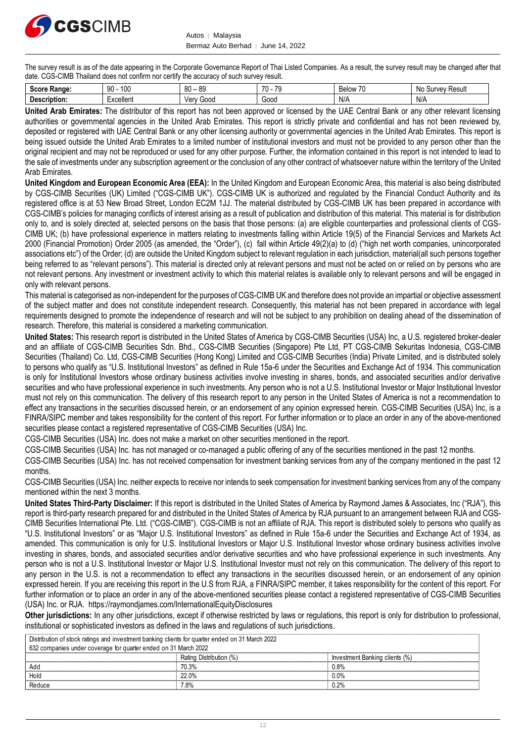The survey result is as of the date appearing in the Corporate Governance Report of Thai Listed Companies. As a result, the survey result may be changed after that date. CGS-CIMB Thailand does not confirm nor certify the accuracy of such survey result.

| **Score Range:** | 90 - 100 | 80 – 89 | 70 - 79 | Below 70 | No Survey Result |
|---|---|---|---|---|---|
| **Description:** | Excellent | Very Good | Good | N/A | N/A |

**United Arab Emirates:** The distributor of this report has not been approved or licensed by the UAE Central Bank or any other relevant licensing authorities or governmental agencies in the United Arab Emirates. This report is strictly private and confidential and has not been reviewed by, deposited or registered with UAE Central Bank or any other licensing authority or governmental agencies in the United Arab Emirates. This report is being issued outside the United Arab Emirates to a limited number of institutional investors and must not be provided to any person other than the original recipient and may not be reproduced or used for any other purpose. Further, the information contained in this report is not intended to lead to the sale of investments under any subscription agreement or the conclusion of any other contract of whatsoever nature within the territory of the United Arab Emirates.

**United Kingdom and European Economic Area (EEA):** In the United Kingdom and European Economic Area, this material is also being distributed by CGS-CIMB Securities (UK) Limited ("CGS-CIMB UK"). CGS-CIMB UK is authorized and regulated by the Financial Conduct Authority and its registered office is at 53 New Broad Street, London EC2M 1JJ. The material distributed by CGS-CIMB UK has been prepared in accordance with CGS-CIMB's policies for managing conflicts of interest arising as a result of publication and distribution of this material. This material is for distribution only to, and is solely directed at, selected persons on the basis that those persons: (a) are eligible counterparties and professional clients of CGS-CIMB UK; (b) have professional experience in matters relating to investments falling within Article 19(5) of the Financial Services and Markets Act 2000 (Financial Promotion) Order 2005 (as amended, the "Order"), (c) fall within Article 49(2)(a) to (d) ("high net worth companies, unincorporated associations etc") of the Order; (d) are outside the United Kingdom subject to relevant regulation in each jurisdiction, material(all such persons together being referred to as "relevant persons"). This material is directed only at relevant persons and must not be acted on or relied on by persons who are not relevant persons. Any investment or investment activity to which this material relates is available only to relevant persons and will be engaged in only with relevant persons.

This material is categorised as non-independent for the purposes of CGS-CIMB UK and therefore does not provide an impartial or objective assessment of the subject matter and does not constitute independent research. Consequently, this material has not been prepared in accordance with legal requirements designed to promote the independence of research and will not be subject to any prohibition on dealing ahead of the dissemination of research. Therefore, this material is considered a marketing communication.

**United States:** This research report is distributed in the United States of America by CGS-CIMB Securities (USA) Inc, a U.S. registered broker-dealer and an affiliate of CGS-CIMB Securities Sdn. Bhd., CGS-CIMB Securities (Singapore) Pte Ltd, PT CGS-CIMB Sekuritas Indonesia, CGS-CIMB Securities (Thailand) Co. Ltd, CGS-CIMB Securities (Hong Kong) Limited and CGS-CIMB Securities (India) Private Limited, and is distributed solely to persons who qualify as "U.S. Institutional Investors" as defined in Rule 15a-6 under the Securities and Exchange Act of 1934. This communication is only for Institutional Investors whose ordinary business activities involve investing in shares, bonds, and associated securities and/or derivative securities and who have professional experience in such investments. Any person who is not a U.S. Institutional Investor or Major Institutional Investor must not rely on this communication. The delivery of this research report to any person in the United States of America is not a recommendation to effect any transactions in the securities discussed herein, or an endorsement of any opinion expressed herein. CGS-CIMB Securities (USA) Inc, is a FINRA/SIPC member and takes responsibility for the content of this report. For further information or to place an order in any of the above-mentioned securities please contact a registered representative of CGS-CIMB Securities (USA) Inc.

CGS-CIMB Securities (USA) Inc. does not make a market on other securities mentioned in the report.

CGS-CIMB Securities (USA) Inc. has not managed or co-managed a public offering of any of the securities mentioned in the past 12 months.

CGS-CIMB Securities (USA) Inc. has not received compensation for investment banking services from any of the company mentioned in the past 12 months.

CGS-CIMB Securities (USA) Inc. neither expects to receive nor intends to seek compensation for investment banking services from any of the company mentioned within the next 3 months.

**United States Third-Party Disclaimer:** If this report is distributed in the United States of America by Raymond James & Associates, Inc ("RJA"), this report is third-party research prepared for and distributed in the United States of America by RJA pursuant to an arrangement between RJA and CGS-CIMB Securities International Pte. Ltd. ("CGS-CIMB"). CGS-CIMB is not an affiliate of RJA. This report is distributed solely to persons who qualify as "U.S. Institutional Investors" or as "Major U.S. Institutional Investors" as defined in Rule 15a-6 under the Securities and Exchange Act of 1934, as amended. This communication is only for U.S. Institutional Investors or Major U.S. Institutional Investor whose ordinary business activities involve investing in shares, bonds, and associated securities and/or derivative securities and who have professional experience in such investments. Any person who is not a U.S. Institutional Investor or Major U.S. Institutional Investor must not rely on this communication. The delivery of this report to any person in the U.S. is not a recommendation to effect any transactions in the securities discussed herein, or an endorsement of any opinion expressed herein. If you are receiving this report in the U.S from RJA, a FINRA/SIPC member, it takes responsibility for the content of this report. For further information or to place an order in any of the above-mentioned securities please contact a registered representative of CGS-CIMB Securities (USA) Inc. or RJA. https://raymondjames.com/InternationalEquityDisclosures

**Other jurisdictions:** In any other jurisdictions, except if otherwise restricted by laws or regulations, this report is only for distribution to professional, institutional or sophisticated investors as defined in the laws and regulations of such jurisdictions.

| Distribution of stock ratings and investment banking clients for quarter ended on 31 March 2022 | | |
|---|---|---|
| 632 companies under coverage for quarter ended on 31 March 2022 | | |
| | Rating Distribution (%) | Investment Banking clients (%) |
| Add | 70.3% | 0.8% |
| Hold | 22.0% | 0.0% |
| Reduce | 7.8% | 0.2% |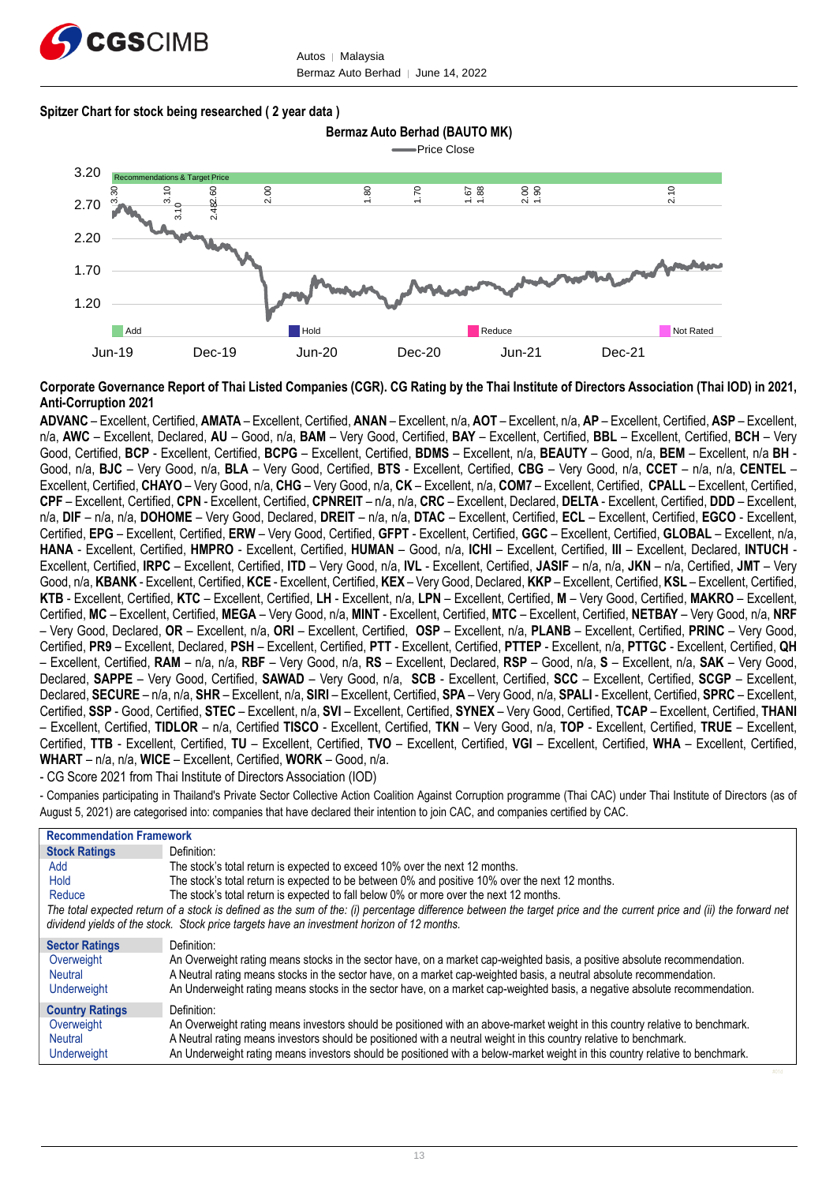**Spitzer Chart for stock being researched ( 2 year data )**

Bermaz Auto Berhad (BAUTO MK)

Price Close

Recommendations & Target Price

3.30, 3.10, 3.10, 2.48, 2.60, 2.00, 1.80, 1.70, 1.67, 1.88, 2.00, 1.90, 2.10

3.20, 2.70, 2.20, 1.70, 1.20

Add, Hold, Reduce, Not Rated

Jun-19, Dec-19, Jun-20, Dec-20, Jun-21, Dec-21

**Corporate Governance Report of Thai Listed Companies (CGR). CG Rating by the Thai Institute of Directors Association (Thai IOD) in 2021, Anti-Corruption 2021**

**ADVANC** – Excellent, Certified, **AMATA** – Excellent, Certified, **ANAN** – Excellent, n/a, **AOT** – Excellent, n/a, **AP** – Excellent, Certified, **ASP** – Excellent, n/a, **AWC** – Excellent, Declared, **AU** – Good, n/a, **BAM** – Very Good, Certified, **BAY** – Excellent, Certified, **BBL** – Excellent, Certified, **BCH** – Very Good, Certified, **BCP** - Excellent, Certified, **BCPG** – Excellent, Certified, **BDMS** – Excellent, n/a, **BEAUTY** – Good, n/a, **BEM** – Excellent, n/a **BH** - Good, n/a, **BJC** – Very Good, n/a, **BLA** – Very Good, Certified, **BTS** - Excellent, Certified, **CBG** – Very Good, n/a, **CCET** – n/a, n/a, **CENTEL** – Excellent, Certified, **CHAYO** – Very Good, n/a, **CHG** – Very Good, n/a, **CK** – Excellent, n/a, **COM7** – Excellent, Certified, **CPALL** – Excellent, Certified, **CPF** – Excellent, Certified, **CPN** - Excellent, Certified, **CPNREIT** – n/a, n/a, **CRC** – Excellent, Declared, **DELTA** - Excellent, Certified, **DDD** – Excellent, n/a, **DIF** – n/a, n/a, **DOHOME** – Very Good, Declared, **DREIT** – n/a, n/a, **DTAC** – Excellent, Certified, **ECL** – Excellent, Certified, **EGCO** - Excellent, Certified, **EPG** – Excellent, Certified, **ERW** – Very Good, Certified, **GFPT** - Excellent, Certified, **GGC** – Excellent, Certified, **GLOBAL** – Excellent, n/a, **HANA** - Excellent, Certified, **HMPRO** - Excellent, Certified, **HUMAN** – Good, n/a, **ICHI** – Excellent, Certified, **III** – Excellent, Declared, **INTUCH** - Excellent, Certified, **IRPC** – Excellent, Certified, **ITD** – Very Good, n/a, **IVL** - Excellent, Certified, **JASIF** – n/a, n/a, **JKN** – n/a, Certified, **JMT** – Very Good, n/a, **KBANK** - Excellent, Certified, **KCE** - Excellent, Certified, **KEX** – Very Good, Declared, **KKP** – Excellent, Certified, **KSL** – Excellent, Certified, **KTB** - Excellent, Certified, **KTC** – Excellent, Certified, **LH** - Excellent, n/a, **LPN** – Excellent, Certified, **M** – Very Good, Certified, **MAKRO** – Excellent, Certified, **MC** – Excellent, Certified, **MEGA** – Very Good, n/a, **MINT** - Excellent, Certified, **MTC** – Excellent, Certified, **NETBAY** – Very Good, n/a, **NRF** – Very Good, Declared, **OR** – Excellent, n/a, **ORI** – Excellent, Certified, **OSP** – Excellent, n/a, **PLANB** – Excellent, Certified, **PRINC** – Very Good, Certified, **PR9** – Excellent, Declared, **PSH** – Excellent, Certified, **PTT** - Excellent, Certified, **PTTEP** - Excellent, n/a, **PTTGC** - Excellent, Certified, **QH** – Excellent, Certified, **RAM** – n/a, n/a, **RBF** – Very Good, n/a, **RS** – Excellent, Declared, **RSP** – Good, n/a, **S** – Excellent, n/a, **SAK** – Very Good, Declared, **SAPPE** – Very Good, Certified, **SAWAD** – Very Good, n/a, **SCB** - Excellent, Certified, **SCC** – Excellent, Certified, **SCGP** – Excellent, Declared, **SECURE** – n/a, n/a, **SHR** – Excellent, n/a, **SIRI** – Excellent, Certified, **SPA** – Very Good, n/a, **SPALI** - Excellent, Certified, **SPRC** – Excellent, Certified, **SSP** - Good, Certified, **STEC** – Excellent, n/a, **SVI** – Excellent, Certified, **SYNEX** – Very Good, Certified, **TCAP** – Excellent, Certified, **THANI** – Excellent, Certified, **TIDLOR** – n/a, Certified **TISCO** - Excellent, Certified, **TKN** – Very Good, n/a, **TOP** - Excellent, Certified, **TRUE** – Excellent, Certified, **TTB** - Excellent, Certified, **TU** – Excellent, Certified, **TVO** – Excellent, Certified, **VGI** – Excellent, Certified, **WHA** – Excellent, Certified, **WHART** – n/a, n/a, **WICE** – Excellent, Certified, **WORK** – Good, n/a.

- CG Score 2021 from Thai Institute of Directors Association (IOD)

- Companies participating in Thailand's Private Sector Collective Action Coalition Against Corruption programme (Thai CAC) under Thai Institute of Directors (as of August 5, 2021) are categorised into: companies that have declared their intention to join CAC, and companies certified by CAC.

| Recommendation Framework | |
|---|---|
| **Stock Ratings** | Definition: |
| Add | The stock's total return is expected to exceed 10% over the next 12 months. |
| Hold | The stock's total return is expected to be between 0% and positive 10% over the next 12 months. |
| Reduce | The stock's total return is expected to fall below 0% or more over the next 12 months. |
| *The total expected return of a stock is defined as the sum of the: (i) percentage difference between the target price and the current price and (ii) the forward net dividend yields of the stock. Stock price targets have an investment horizon of 12 months.* | |
| **Sector Ratings** | Definition: |
| Overweight | An Overweight rating means stocks in the sector have, on a market cap-weighted basis, a positive absolute recommendation. |
| Neutral | A Neutral rating means stocks in the sector have, on a market cap-weighted basis, a neutral absolute recommendation. |
| Underweight | An Underweight rating means stocks in the sector have, on a market cap-weighted basis, a negative absolute recommendation. |
| **Country Ratings** | Definition: |
| Overweight | An Overweight rating means investors should be positioned with an above-market weight in this country relative to benchmark. |
| Neutral | A Neutral rating means investors should be positioned with a neutral weight in this country relative to benchmark. |
| Underweight | An Underweight rating means investors should be positioned with a below-market weight in this country relative to benchmark. |